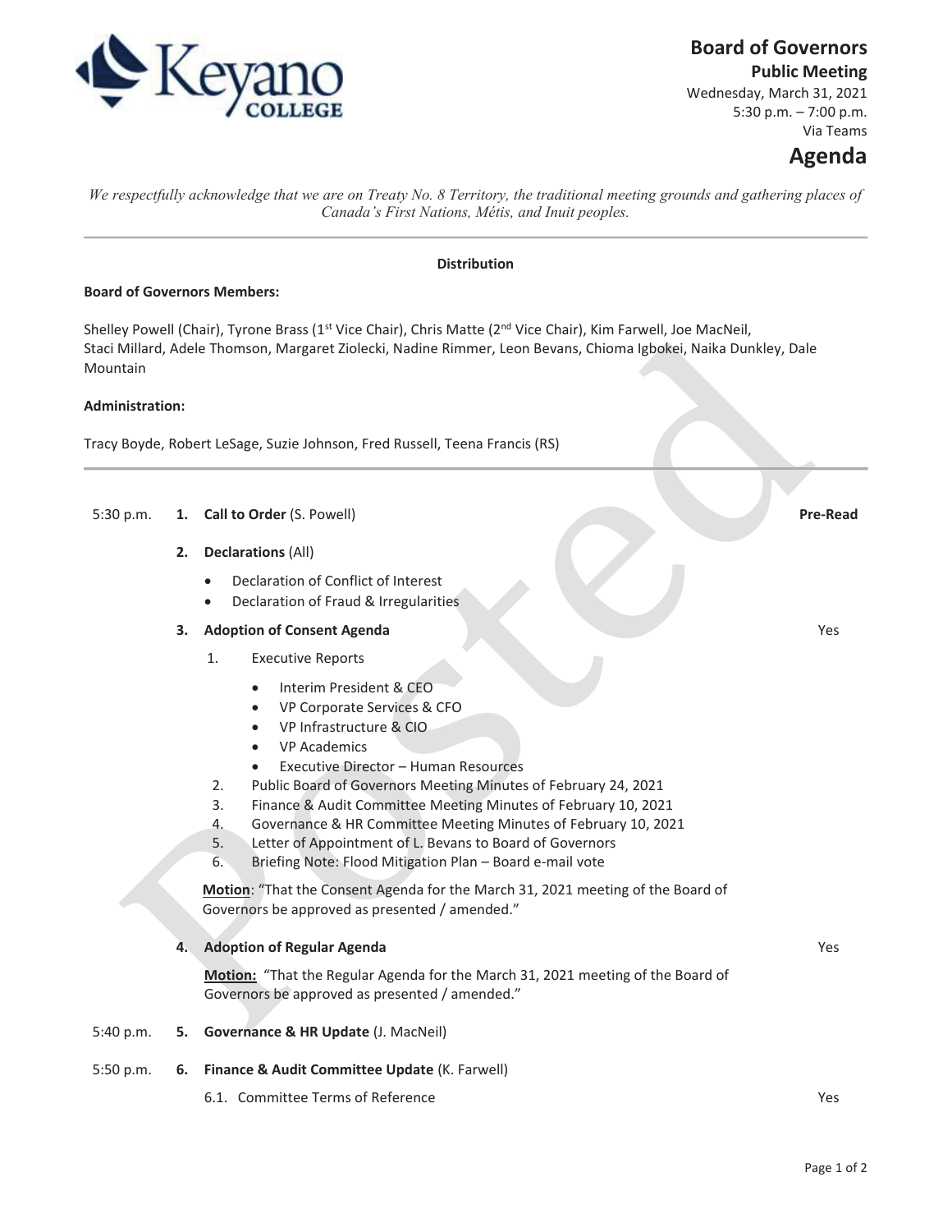# Board of Governors

**Public Meeting**

Wednesday, March 31, 2021
5:30 p.m. – 7:00 p.m.
Via Teams

## Agenda

*We respectfully acknowledge that we are on Treaty No. 8 Territory, the traditional meeting grounds and gathering places of Canada's First Nations, Métis, and Inuit peoples.*

---

**Distribution**

**Board of Governors Members:**

Shelley Powell (Chair), Tyrone Brass (1st Vice Chair), Chris Matte (2nd Vice Chair), Kim Farwell, Joe MacNeil, Staci Millard, Adele Thomson, Margaret Ziolecki, Nadine Rimmer, Leon Bevans, Chioma Igbokei, Naika Dunkley, Dale Mountain

**Administration:**

Tracy Boyde, Robert LeSage, Suzie Johnson, Fred Russell, Teena Francis (RS)

---

| Time | | Item | Pre-Read |
|---|---|---|---|
| 5:30 p.m. | **1.** | **Call to Order** (S. Powell) | |
| | **2.** | **Declarations** (All)<br>• Declaration of Conflict of Interest<br>• Declaration of Fraud & Irregularities | |
| | **3.** | **Adoption of Consent Agenda**<br>1. Executive Reports<br>• Interim President & CEO<br>• VP Corporate Services & CFO<br>• VP Infrastructure & CIO<br>• VP Academics<br>• Executive Director – Human Resources<br>2. Public Board of Governors Meeting Minutes of February 24, 2021<br>3. Finance & Audit Committee Meeting Minutes of February 10, 2021<br>4. Governance & HR Committee Meeting Minutes of February 10, 2021<br>5. Letter of Appointment of L. Bevans to Board of Governors<br>6. Briefing Note: Flood Mitigation Plan – Board e-mail vote<br><br>**Motion**: "That the Consent Agenda for the March 31, 2021 meeting of the Board of Governors be approved as presented / amended." | Yes |
| | **4.** | **Adoption of Regular Agenda**<br><br>**Motion:** "That the Regular Agenda for the March 31, 2021 meeting of the Board of Governors be approved as presented / amended." | Yes |
| 5:40 p.m. | **5.** | **Governance & HR Update** (J. MacNeil) | |
| 5:50 p.m. | **6.** | **Finance & Audit Committee Update** (K. Farwell)<br>6.1. Committee Terms of Reference | Yes |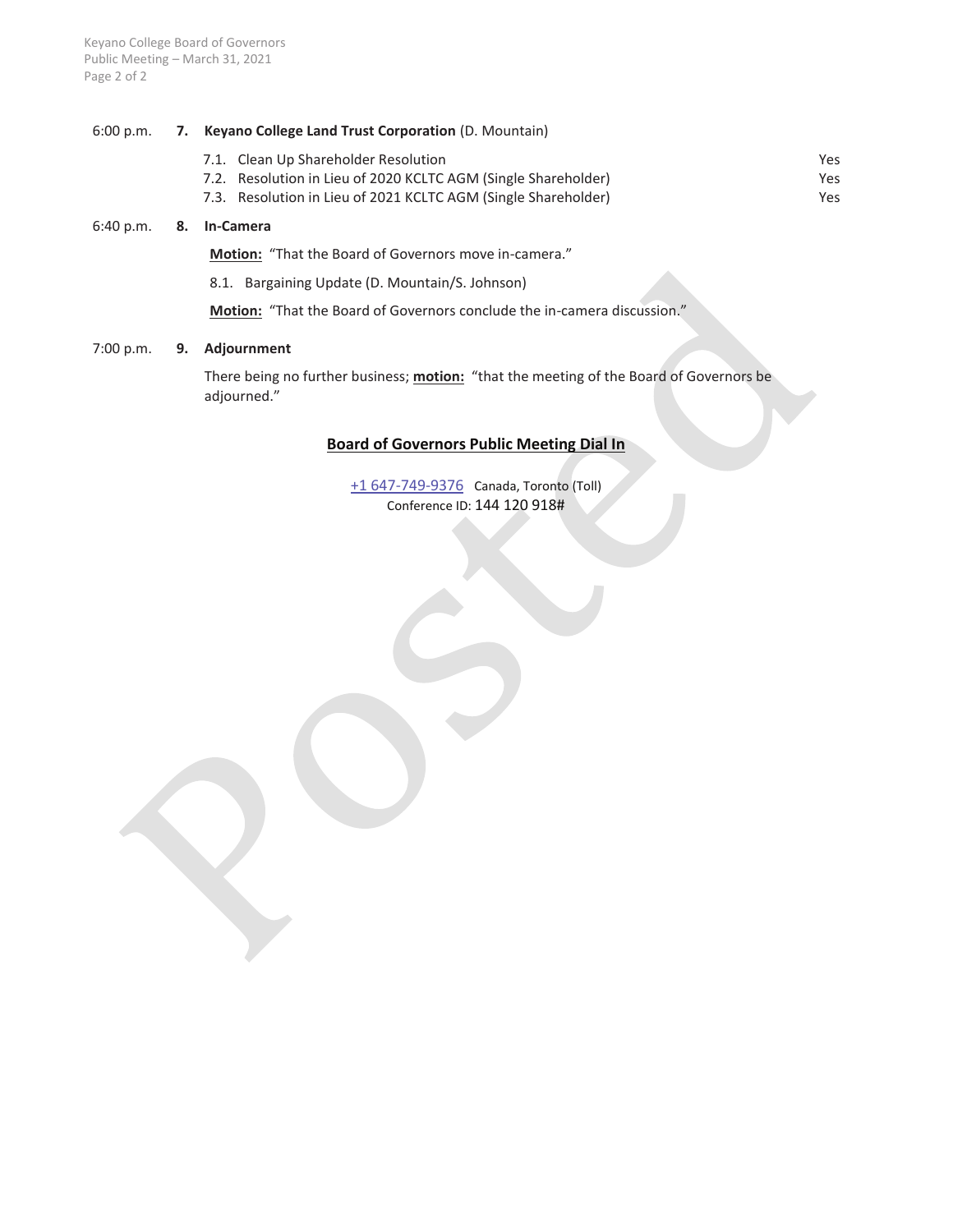6:00 p.m. **7. Keyano College Land Trust Corporation** (D. Mountain)

| | | |
|---|---|---|
| 7.1. | Clean Up Shareholder Resolution | Yes |
| 7.2. | Resolution in Lieu of 2020 KCLTC AGM (Single Shareholder) | Yes |
| 7.3. | Resolution in Lieu of 2021 KCLTC AGM (Single Shareholder) | Yes |

6:40 p.m. **8. In-Camera**

**Motion:** "That the Board of Governors move in-camera."

8.1. Bargaining Update (D. Mountain/S. Johnson)

**Motion:** "That the Board of Governors conclude the in-camera discussion."

7:00 p.m. **9. Adjournment**

There being no further business; **motion:** "that the meeting of the Board of Governors be adjourned."

## Board of Governors Public Meeting Dial In

+1 647-749-9376 Canada, Toronto (Toll)
Conference ID: 144 120 918#

Posted